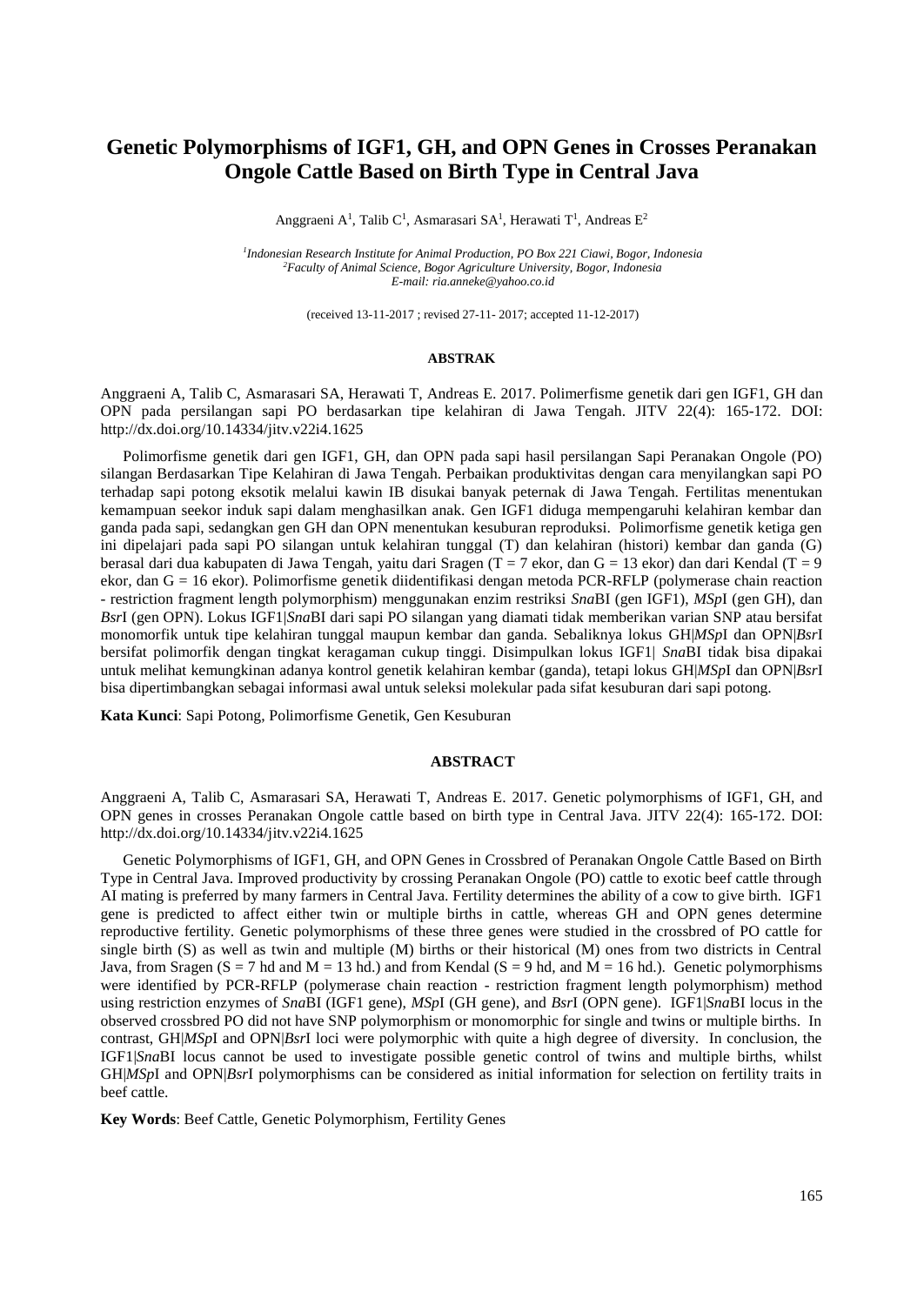# Genetic Polymorphisms of IGF1, GH, and OPN Genes in Crosses Peranakan Ongole Cattle Based on Birth Type in Central Java

Anggraeni A[1], Talib C[1], Asmarasari SA[1], Herawati T[1], Andreas E[2]

[1]*Indonesian Research Institute for Animal Production, PO Box 221 Ciawi, Bogor, Indonesia*
[2]*Faculty of Animal Science, Bogor Agriculture University, Bogor, Indonesia*
*E-mail: ria.anneke@yahoo.co.id*

(received 13-11-2017 ; revised 27-11- 2017; accepted 11-12-2017)

## ABSTRAK

Anggraeni A, Talib C, Asmarasari SA, Herawati T, Andreas E. 2017. Polimerfisme genetik dari gen IGF1, GH dan OPN pada persilangan sapi PO berdasarkan tipe kelahiran di Jawa Tengah. JITV 22(4): 165-172. DOI: http://dx.doi.org/10.14334/jitv.v22i4.1625

Polimorfisme genetik dari gen IGF1, GH, dan OPN pada sapi hasil persilangan Sapi Peranakan Ongole (PO) silangan Berdasarkan Tipe Kelahiran di Jawa Tengah. Perbaikan produktivitas dengan cara menyilangkan sapi PO terhadap sapi potong eksotik melalui kawin IB disukai banyak peternak di Jawa Tengah. Fertilitas menentukan kemampuan seekor induk sapi dalam menghasilkan anak. Gen IGF1 diduga mempengaruhi kelahiran kembar dan ganda pada sapi, sedangkan gen GH dan OPN menentukan kesuburan reproduksi. Polimorfisme genetik ketiga gen ini dipelajari pada sapi PO silangan untuk kelahiran tunggal (T) dan kelahiran (histori) kembar dan ganda (G) berasal dari dua kabupaten di Jawa Tengah, yaitu dari Sragen (T = 7 ekor, dan G = 13 ekor) dan dari Kendal (T = 9 ekor, dan G = 16 ekor). Polimorfisme genetik diidentifikasi dengan metoda PCR-RFLP (polymerase chain reaction - restriction fragment length polymorphism) menggunakan enzim restriksi *Sna*BI (gen IGF1), *MSp*I (gen GH), dan *Bsr*I (gen OPN). Lokus IGF1|*Sna*BI dari sapi PO silangan yang diamati tidak memberikan varian SNP atau bersifat monomorfik untuk tipe kelahiran tunggal maupun kembar dan ganda. Sebaliknya lokus GH|*MSp*I dan OPN|*Bsr*I bersifat polimorfik dengan tingkat keragaman cukup tinggi. Disimpulkan lokus IGF1| *Sna*BI tidak bisa dipakai untuk melihat kemungkinan adanya kontrol genetik kelahiran kembar (ganda), tetapi lokus GH|*MSp*I dan OPN|*Bsr*I bisa dipertimbangkan sebagai informasi awal untuk seleksi molekular pada sifat kesuburan dari sapi potong.

**Kata Kunci**: Sapi Potong, Polimorfisme Genetik, Gen Kesuburan

## ABSTRACT

Anggraeni A, Talib C, Asmarasari SA, Herawati T, Andreas E. 2017. Genetic polymorphisms of IGF1, GH, and OPN genes in crosses Peranakan Ongole cattle based on birth type in Central Java. JITV 22(4): 165-172. DOI: http://dx.doi.org/10.14334/jitv.v22i4.1625

Genetic Polymorphisms of IGF1, GH, and OPN Genes in Crossbred of Peranakan Ongole Cattle Based on Birth Type in Central Java. Improved productivity by crossing Peranakan Ongole (PO) cattle to exotic beef cattle through AI mating is preferred by many farmers in Central Java. Fertility determines the ability of a cow to give birth. IGF1 gene is predicted to affect either twin or multiple births in cattle, whereas GH and OPN genes determine reproductive fertility. Genetic polymorphisms of these three genes were studied in the crossbred of PO cattle for single birth (S) as well as twin and multiple (M) births or their historical (M) ones from two districts in Central Java, from Sragen (S = 7 hd and M = 13 hd.) and from Kendal (S = 9 hd, and M = 16 hd.). Genetic polymorphisms were identified by PCR-RFLP (polymerase chain reaction - restriction fragment length polymorphism) method using restriction enzymes of *Sna*BI (IGF1 gene), *MSp*I (GH gene), and *Bsr*I (OPN gene). IGF1|*Sna*BI locus in the observed crossbred PO did not have SNP polymorphism or monomorphic for single and twins or multiple births. In contrast, GH|*MSp*I and OPN|*Bsr*I loci were polymorphic with quite a high degree of diversity. In conclusion, the IGF1|*Sna*BI locus cannot be used to investigate possible genetic control of twins and multiple births, whilst GH|*MSp*I and OPN|*Bsr*I polymorphisms can be considered as initial information for selection on fertility traits in beef cattle.

**Key Words**: Beef Cattle, Genetic Polymorphism, Fertility Genes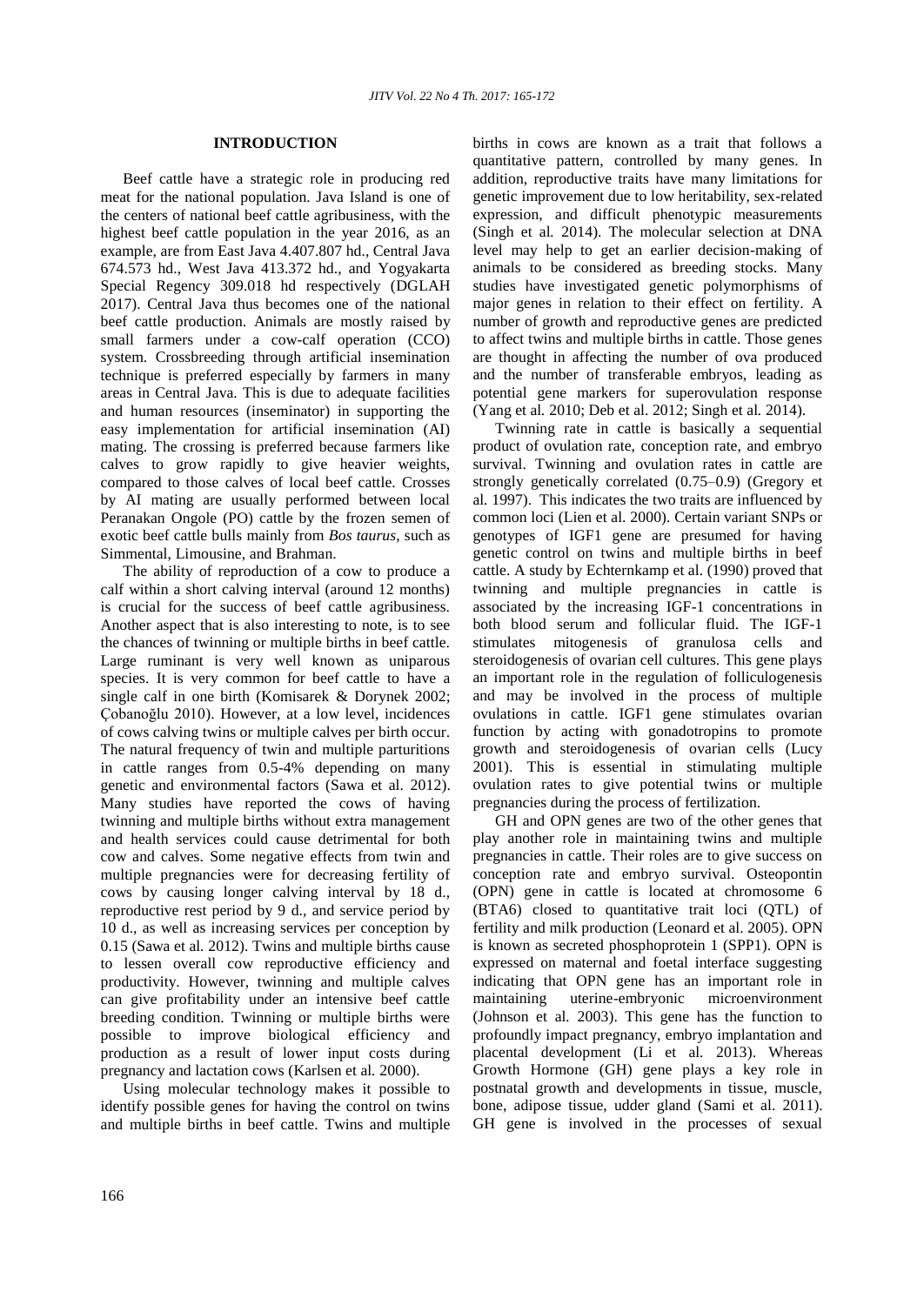## INTRODUCTION

Beef cattle have a strategic role in producing red meat for the national population. Java Island is one of the centers of national beef cattle agribusiness, with the highest beef cattle population in the year 2016, as an example, are from East Java 4.407.807 hd., Central Java 674.573 hd., West Java 413.372 hd., and Yogyakarta Special Regency 309.018 hd respectively (DGLAH 2017). Central Java thus becomes one of the national beef cattle production. Animals are mostly raised by small farmers under a cow-calf operation (CCO) system. Crossbreeding through artificial insemination technique is preferred especially by farmers in many areas in Central Java. This is due to adequate facilities and human resources (inseminator) in supporting the easy implementation for artificial insemination (AI) mating. The crossing is preferred because farmers like calves to grow rapidly to give heavier weights, compared to those calves of local beef cattle. Crosses by AI mating are usually performed between local Peranakan Ongole (PO) cattle by the frozen semen of exotic beef cattle bulls mainly from *Bos taurus*, such as Simmental, Limousine, and Brahman.

The ability of reproduction of a cow to produce a calf within a short calving interval (around 12 months) is crucial for the success of beef cattle agribusiness. Another aspect that is also interesting to note, is to see the chances of twinning or multiple births in beef cattle. Large ruminant is very well known as uniparous species. It is very common for beef cattle to have a single calf in one birth (Komisarek & Dorynek 2002; Çobanoğlu 2010). However, at a low level, incidences of cows calving twins or multiple calves per birth occur. The natural frequency of twin and multiple parturitions in cattle ranges from 0.5-4% depending on many genetic and environmental factors (Sawa et al. 2012). Many studies have reported the cows of having twinning and multiple births without extra management and health services could cause detrimental for both cow and calves. Some negative effects from twin and multiple pregnancies were for decreasing fertility of cows by causing longer calving interval by 18 d., reproductive rest period by 9 d., and service period by 10 d., as well as increasing services per conception by 0.15 (Sawa et al. 2012). Twins and multiple births cause to lessen overall cow reproductive efficiency and productivity. However, twinning and multiple calves can give profitability under an intensive beef cattle breeding condition. Twinning or multiple births were possible to improve biological efficiency and production as a result of lower input costs during pregnancy and lactation cows (Karlsen et al. 2000).

Using molecular technology makes it possible to identify possible genes for having the control on twins and multiple births in beef cattle. Twins and multiple births in cows are known as a trait that follows a quantitative pattern, controlled by many genes. In addition, reproductive traits have many limitations for genetic improvement due to low heritability, sex-related expression, and difficult phenotypic measurements (Singh et al. 2014). The molecular selection at DNA level may help to get an earlier decision-making of animals to be considered as breeding stocks. Many studies have investigated genetic polymorphisms of major genes in relation to their effect on fertility. A number of growth and reproductive genes are predicted to affect twins and multiple births in cattle. Those genes are thought in affecting the number of ova produced and the number of transferable embryos, leading as potential gene markers for superovulation response (Yang et al. 2010; Deb et al. 2012; Singh et al. 2014).

Twinning rate in cattle is basically a sequential product of ovulation rate, conception rate, and embryo survival. Twinning and ovulation rates in cattle are strongly genetically correlated (0.75–0.9) (Gregory et al. 1997). This indicates the two traits are influenced by common loci (Lien et al. 2000). Certain variant SNPs or genotypes of IGF1 gene are presumed for having genetic control on twins and multiple births in beef cattle. A study by Echternkamp et al. (1990) proved that twinning and multiple pregnancies in cattle is associated by the increasing IGF-1 concentrations in both blood serum and follicular fluid. The IGF-1 stimulates mitogenesis of granulosa cells and steroidogenesis of ovarian cell cultures. This gene plays an important role in the regulation of folliculogenesis and may be involved in the process of multiple ovulations in cattle. IGF1 gene stimulates ovarian function by acting with gonadotropins to promote growth and steroidogenesis of ovarian cells (Lucy 2001). This is essential in stimulating multiple ovulation rates to give potential twins or multiple pregnancies during the process of fertilization.

GH and OPN genes are two of the other genes that play another role in maintaining twins and multiple pregnancies in cattle. Their roles are to give success on conception rate and embryo survival. Osteopontin (OPN) gene in cattle is located at chromosome 6 (BTA6) closed to quantitative trait loci (QTL) of fertility and milk production (Leonard et al. 2005). OPN is known as secreted phosphoprotein 1 (SPP1). OPN is expressed on maternal and foetal interface suggesting indicating that OPN gene has an important role in maintaining uterine-embryonic microenvironment (Johnson et al. 2003). This gene has the function to profoundly impact pregnancy, embryo implantation and placental development (Li et al. 2013). Whereas Growth Hormone (GH) gene plays a key role in postnatal growth and developments in tissue, muscle, bone, adipose tissue, udder gland (Sami et al. 2011). GH gene is involved in the processes of sexual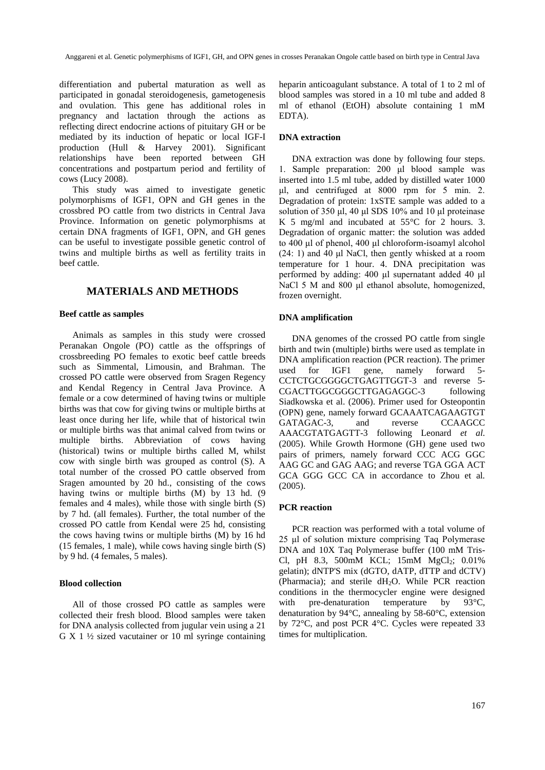differentiation and pubertal maturation as well as participated in gonadal steroidogenesis, gametogenesis and ovulation. This gene has additional roles in pregnancy and lactation through the actions as reflecting direct endocrine actions of pituitary GH or be mediated by its induction of hepatic or local IGF-I production (Hull & Harvey 2001). Significant relationships have been reported between GH concentrations and postpartum period and fertility of cows (Lucy 2008).

This study was aimed to investigate genetic polymorphisms of IGF1, OPN and GH genes in the crossbred PO cattle from two districts in Central Java Province. Information on genetic polymorphisms at certain DNA fragments of IGF1, OPN, and GH genes can be useful to investigate possible genetic control of twins and multiple births as well as fertility traits in beef cattle.

## MATERIALS AND METHODS

### Beef cattle as samples

Animals as samples in this study were crossed Peranakan Ongole (PO) cattle as the offsprings of crossbreeding PO females to exotic beef cattle breeds such as Simmental, Limousin, and Brahman. The crossed PO cattle were observed from Sragen Regency and Kendal Regency in Central Java Province. A female or a cow determined of having twins or multiple births was that cow for giving twins or multiple births at least once during her life, while that of historical twin or multiple births was that animal calved from twins or multiple births. Abbreviation of cows having (historical) twins or multiple births called M, whilst cow with single birth was grouped as control (S). A total number of the crossed PO cattle observed from Sragen amounted by 20 hd., consisting of the cows having twins or multiple births (M) by 13 hd. (9 females and 4 males), while those with single birth (S) by 7 hd. (all females). Further, the total number of the crossed PO cattle from Kendal were 25 hd, consisting the cows having twins or multiple births (M) by 16 hd (15 females, 1 male), while cows having single birth (S) by 9 hd. (4 females, 5 males).

### Blood collection

All of those crossed PO cattle as samples were collected their fresh blood. Blood samples were taken for DNA analysis collected from jugular vein using a 21 G X 1 ½ sized vacutainer or 10 ml syringe containing heparin anticoagulant substance. A total of 1 to 2 ml of blood samples was stored in a 10 ml tube and added 8 ml of ethanol (EtOH) absolute containing 1 mM EDTA).

### DNA extraction

DNA extraction was done by following four steps. 1. Sample preparation: 200 μl blood sample was inserted into 1.5 ml tube, added by distilled water 1000 μl, and centrifuged at 8000 rpm for 5 min. 2. Degradation of protein: 1xSTE sample was added to a solution of 350 μl, 40 μl SDS 10% and 10 μl proteinase K 5 mg/ml and incubated at 55°C for 2 hours. 3. Degradation of organic matter: the solution was added to 400 μl of phenol, 400 μl chloroform-isoamyl alcohol (24: 1) and 40 μl NaCl, then gently whisked at a room temperature for 1 hour. 4. DNA precipitation was performed by adding: 400 μl supernatant added 40 μl NaCl 5 M and 800 μl ethanol absolute, homogenized, frozen overnight.

### DNA amplification

DNA genomes of the crossed PO cattle from single birth and twin (multiple) births were used as template in DNA amplification reaction (PCR reaction). The primer used for IGF1 gene, namely forward 5-CCTCTGCGGGGCTGAGTTGGT-3 and reverse 5-CGACTTGGCGGGCTTGAGAGGC-3 following Siadkowska et al. (2006). Primer used for Osteopontin (OPN) gene, namely forward GCAAATCAGAAGTGT GATAGAC-3, and reverse CCAAGCC AAACGTATGAGTT-3 following Leonard *et al.* (2005). While Growth Hormone (GH) gene used two pairs of primers, namely forward CCC ACG GGC AAG GC and GAG AAG; and reverse TGA GGA ACT GCA GGG GCC CA in accordance to Zhou et al. (2005).

### PCR reaction

PCR reaction was performed with a total volume of 25 μl of solution mixture comprising Taq Polymerase DNA and 10X Taq Polymerase buffer (100 mM Tris-Cl, pH 8.3, 500mM KCL; 15mM $MgCl_2$; 0.01% gelatin); dNTP'S mix (dGTO, dATP, dTTP and dCTV) (Pharmacia); and sterile $dH_2O$. While PCR reaction conditions in the thermocycler engine were designed with pre-denaturation temperature by 93°C, denaturation by 94°C, annealing by 58-60°C, extension by 72°C, and post PCR 4°C. Cycles were repeated 33 times for multiplication.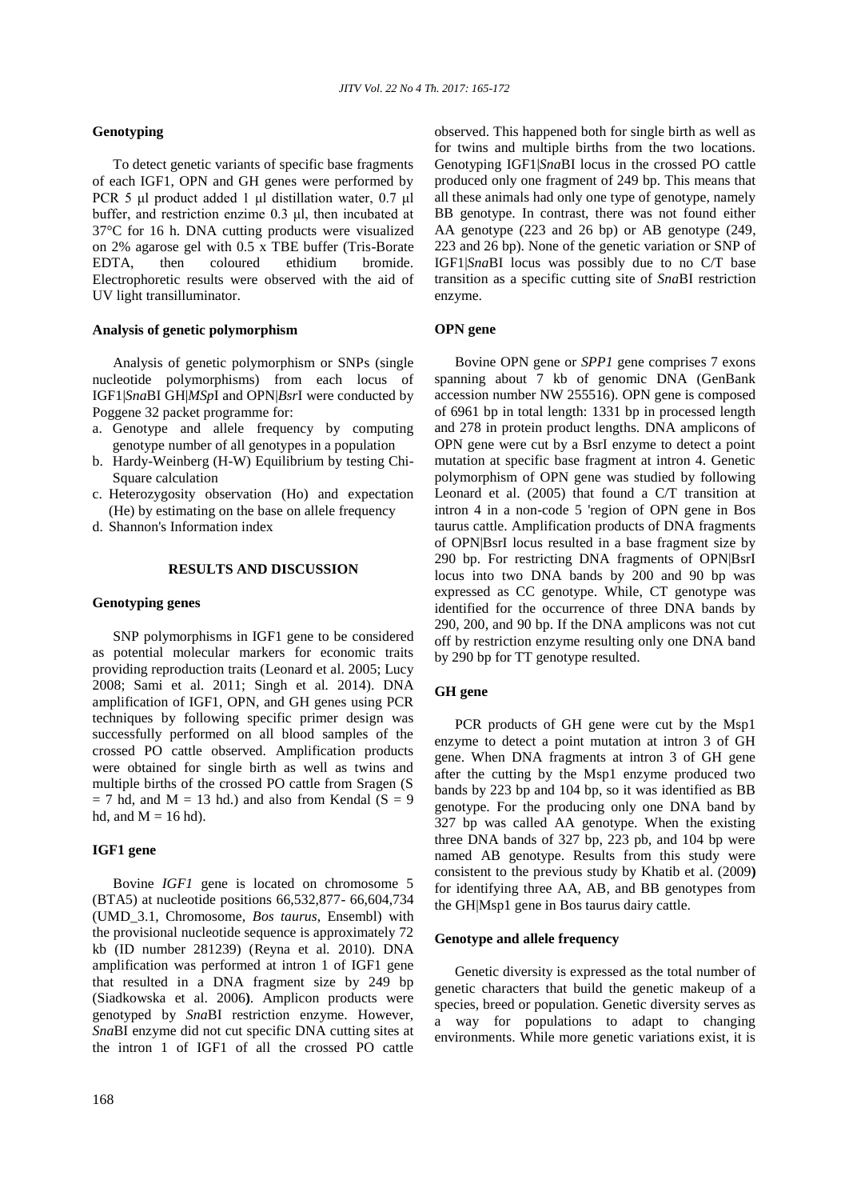### Genotyping

To detect genetic variants of specific base fragments of each IGF1, OPN and GH genes were performed by PCR 5 μl product added 1 μl distillation water, 0.7 μl buffer, and restriction enzime 0.3 μl, then incubated at 37°C for 16 h. DNA cutting products were visualized on 2% agarose gel with 0.5 x TBE buffer (Tris-Borate EDTA, then coloured ethidium bromide. Electrophoretic results were observed with the aid of UV light transilluminator.

### Analysis of genetic polymorphism

Analysis of genetic polymorphism or SNPs (single nucleotide polymorphisms) from each locus of IGF1|*Sna*BI GH|*MSp*I and OPN|*Bsr*I were conducted by Poggene 32 packet programme for:

a. Genotype and allele frequency by computing genotype number of all genotypes in a population
b. Hardy-Weinberg (H-W) Equilibrium by testing Chi-Square calculation
c. Heterozygosity observation (Ho) and expectation (He) by estimating on the base on allele frequency
d. Shannon's Information index

## RESULTS AND DISCUSSION

### Genotyping genes

SNP polymorphisms in IGF1 gene to be considered as potential molecular markers for economic traits providing reproduction traits (Leonard et al. 2005; Lucy 2008; Sami et al. 2011; Singh et al. 2014). DNA amplification of IGF1, OPN, and GH genes using PCR techniques by following specific primer design was successfully performed on all blood samples of the crossed PO cattle observed. Amplification products were obtained for single birth as well as twins and multiple births of the crossed PO cattle from Sragen (S = 7 hd, and M = 13 hd.) and also from Kendal (S = 9 hd, and M = 16 hd).

### IGF1 gene

Bovine *IGF1* gene is located on chromosome 5 (BTA5) at nucleotide positions 66,532,877- 66,604,734 (UMD_3.1, Chromosome, *Bos taurus*, Ensembl) with the provisional nucleotide sequence is approximately 72 kb (ID number 281239) (Reyna et al. 2010). DNA amplification was performed at intron 1 of IGF1 gene that resulted in a DNA fragment size by 249 bp (Siadkowska et al. 2006**)**. Amplicon products were genotyped by *Sna*BI restriction enzyme. However, *Sna*BI enzyme did not cut specific DNA cutting sites at the intron 1 of IGF1 of all the crossed PO cattle observed. This happened both for single birth as well as for twins and multiple births from the two locations. Genotyping IGF1|*Sna*BI locus in the crossed PO cattle produced only one fragment of 249 bp. This means that all these animals had only one type of genotype, namely BB genotype. In contrast, there was not found either AA genotype (223 and 26 bp) or AB genotype (249, 223 and 26 bp). None of the genetic variation or SNP of IGF1|*Sna*BI locus was possibly due to no C/T base transition as a specific cutting site of *Sna*BI restriction enzyme.

### OPN gene

Bovine OPN gene or *SPP1* gene comprises 7 exons spanning about 7 kb of genomic DNA (GenBank accession number NW 255516). OPN gene is composed of 6961 bp in total length: 1331 bp in processed length and 278 in protein product lengths. DNA amplicons of OPN gene were cut by a BsrI enzyme to detect a point mutation at specific base fragment at intron 4. Genetic polymorphism of OPN gene was studied by following Leonard et al. (2005) that found a C/T transition at intron 4 in a non-code 5 'region of OPN gene in Bos taurus cattle. Amplification products of DNA fragments of OPN|BsrI locus resulted in a base fragment size by 290 bp. For restricting DNA fragments of OPN|BsrI locus into two DNA bands by 200 and 90 bp was expressed as CC genotype. While, CT genotype was identified for the occurrence of three DNA bands by 290, 200, and 90 bp. If the DNA amplicons was not cut off by restriction enzyme resulting only one DNA band by 290 bp for TT genotype resulted.

### GH gene

PCR products of GH gene were cut by the Msp1 enzyme to detect a point mutation at intron 3 of GH gene. When DNA fragments at intron 3 of GH gene after the cutting by the Msp1 enzyme produced two bands by 223 bp and 104 bp, so it was identified as BB genotype. For the producing only one DNA band by 327 bp was called AA genotype. When the existing three DNA bands of 327 bp, 223 pb, and 104 bp were named AB genotype. Results from this study were consistent to the previous study by Khatib et al. (2009**)** for identifying three AA, AB, and BB genotypes from the GH|Msp1 gene in Bos taurus dairy cattle.

### Genotype and allele frequency

Genetic diversity is expressed as the total number of genetic characters that build the genetic makeup of a species, breed or population. Genetic diversity serves as a way for populations to adapt to changing environments. While more genetic variations exist, it is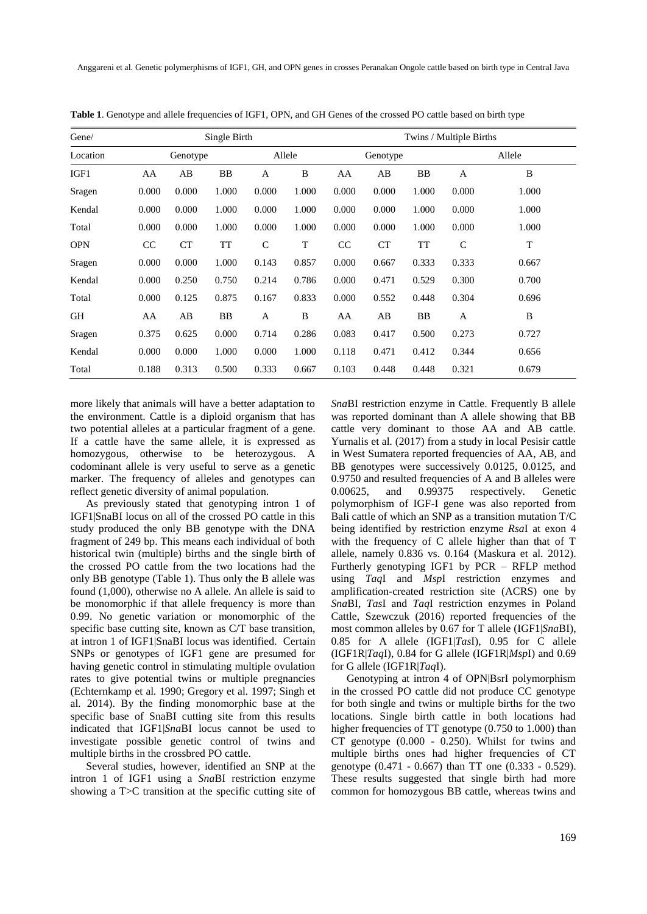**Table 1**. Genotype and allele frequencies of IGF1, OPN, and GH Genes of the crossed PO cattle based on birth type

| Gene/ | Single Birth | | | | | Twins / Multiple Births | | | | |
|---|---|---|---|---|---|---|---|---|---|---|
| Location | Genotype | | | Allele | | Genotype | | | Allele | |
| IGF1 | AA | AB | BB | A | B | AA | AB | BB | A | B |
| Sragen | 0.000 | 0.000 | 1.000 | 0.000 | 1.000 | 0.000 | 0.000 | 1.000 | 0.000 | 1.000 |
| Kendal | 0.000 | 0.000 | 1.000 | 0.000 | 1.000 | 0.000 | 0.000 | 1.000 | 0.000 | 1.000 |
| Total | 0.000 | 0.000 | 1.000 | 0.000 | 1.000 | 0.000 | 0.000 | 1.000 | 0.000 | 1.000 |
| OPN | CC | CT | TT | C | T | CC | CT | TT | C | T |
| Sragen | 0.000 | 0.000 | 1.000 | 0.143 | 0.857 | 0.000 | 0.667 | 0.333 | 0.333 | 0.667 |
| Kendal | 0.000 | 0.250 | 0.750 | 0.214 | 0.786 | 0.000 | 0.471 | 0.529 | 0.300 | 0.700 |
| Total | 0.000 | 0.125 | 0.875 | 0.167 | 0.833 | 0.000 | 0.552 | 0.448 | 0.304 | 0.696 |
| GH | AA | AB | BB | A | B | AA | AB | BB | A | B |
| Sragen | 0.375 | 0.625 | 0.000 | 0.714 | 0.286 | 0.083 | 0.417 | 0.500 | 0.273 | 0.727 |
| Kendal | 0.000 | 0.000 | 1.000 | 0.000 | 1.000 | 0.118 | 0.471 | 0.412 | 0.344 | 0.656 |
| Total | 0.188 | 0.313 | 0.500 | 0.333 | 0.667 | 0.103 | 0.448 | 0.448 | 0.321 | 0.679 |

more likely that animals will have a better adaptation to the environment. Cattle is a diploid organism that has two potential alleles at a particular fragment of a gene. If a cattle have the same allele, it is expressed as homozygous, otherwise to be heterozygous. A codominant allele is very useful to serve as a genetic marker. The frequency of alleles and genotypes can reflect genetic diversity of animal population.

As previously stated that genotyping intron 1 of IGF1|SnaBI locus on all of the crossed PO cattle in this study produced the only BB genotype with the DNA fragment of 249 bp. This means each individual of both historical twin (multiple) births and the single birth of the crossed PO cattle from the two locations had the only BB genotype (Table 1). Thus only the B allele was found (1,000), otherwise no A allele. An allele is said to be monomorphic if that allele frequency is more than 0.99. No genetic variation or monomorphic of the specific base cutting site, known as C/T base transition, at intron 1 of IGF1|SnaBI locus was identified. Certain SNPs or genotypes of IGF1 gene are presumed for having genetic control in stimulating multiple ovulation rates to give potential twins or multiple pregnancies (Echternkamp et al. 1990; Gregory et al. 1997; Singh et al. 2014). By the finding monomorphic base at the specific base of SnaBI cutting site from this results indicated that IGF1|*Sna*BI locus cannot be used to investigate possible genetic control of twins and multiple births in the crossbred PO cattle.

Several studies, however, identified an SNP at the intron 1 of IGF1 using a *Sna*BI restriction enzyme showing a T>C transition at the specific cutting site of *Sna*BI restriction enzyme in Cattle. Frequently B allele was reported dominant than A allele showing that BB cattle very dominant to those AA and AB cattle. Yurnalis et al. (2017) from a study in local Pesisir cattle in West Sumatera reported frequencies of AA, AB, and BB genotypes were successively 0.0125, 0.0125, and 0.9750 and resulted frequencies of A and B alleles were 0.00625, and 0.99375 respectively. Genetic polymorphism of IGF-I gene was also reported from Bali cattle of which an SNP as a transition mutation T/C being identified by restriction enzyme *Rsa*I at exon 4 with the frequency of C allele higher than that of T allele, namely 0.836 vs. 0.164 (Maskura et al. 2012). Furtherly genotyping IGF1 by PCR – RFLP method using *Taq*I and *Msp*I restriction enzymes and amplification-created restriction site (ACRS) one by *Sna*BI, *Tas*I and *Taq*I restriction enzymes in Poland Cattle, Szewczuk (2016) reported frequencies of the most common alleles by 0.67 for T allele (IGF1|*Sna*BI), 0.85 for A allele (IGF1|*Tas*I), 0.95 for C allele (IGF1R|*Taq*I), 0.84 for G allele (IGF1R|*Msp*I) and 0.69 for G allele (IGF1R|*Taq*I).

Genotyping at intron 4 of OPN|BsrI polymorphism in the crossed PO cattle did not produce CC genotype for both single and twins or multiple births for the two locations. Single birth cattle in both locations had higher frequencies of TT genotype (0.750 to 1.000) than CT genotype (0.000 - 0.250). Whilst for twins and multiple births ones had higher frequencies of CT genotype (0.471 - 0.667) than TT one (0.333 - 0.529). These results suggested that single birth had more common for homozygous BB cattle, whereas twins and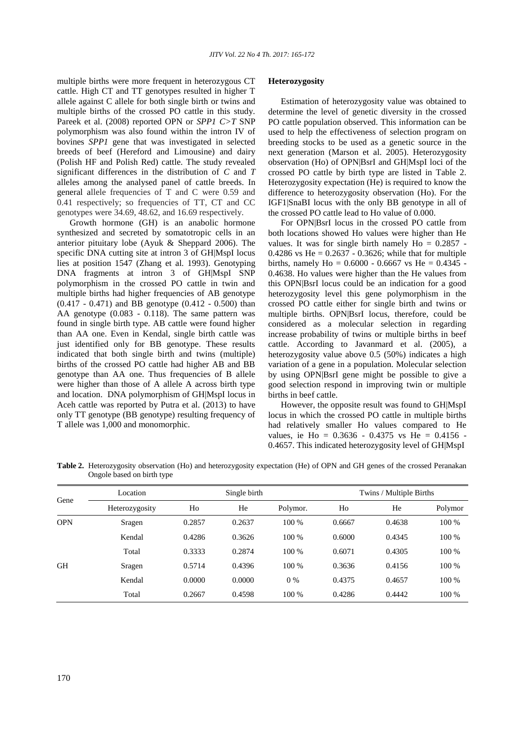multiple births were more frequent in heterozygous CT cattle. High CT and TT genotypes resulted in higher T allele against C allele for both single birth or twins and multiple births of the crossed PO cattle in this study. Pareek et al. (2008) reported OPN or *SPP1 C>T* SNP polymorphism was also found within the intron IV of bovines *SPP1* gene that was investigated in selected breeds of beef (Hereford and Limousine) and dairy (Polish HF and Polish Red) cattle. The study revealed significant differences in the distribution of *C* and *T* alleles among the analysed panel of cattle breeds. In general allele frequencies of T and C were 0.59 and 0.41 respectively; so frequencies of TT, CT and CC genotypes were 34.69, 48.62, and 16.69 respectively.

Growth hormone (GH) is an anabolic hormone synthesized and secreted by somatotropic cells in an anterior pituitary lobe (Ayuk & Sheppard 2006). The specific DNA cutting site at intron 3 of GH|MspI locus lies at position 1547 (Zhang et al. 1993). Genotyping DNA fragments at intron 3 of GH|MspI SNP polymorphism in the crossed PO cattle in twin and multiple births had higher frequencies of AB genotype (0.417 - 0.471) and BB genotype (0.412 - 0.500) than AA genotype (0.083 - 0.118). The same pattern was found in single birth type. AB cattle were found higher than AA one. Even in Kendal, single birth cattle was just identified only for BB genotype. These results indicated that both single birth and twins (multiple) births of the crossed PO cattle had higher AB and BB genotype than AA one. Thus frequencies of B allele were higher than those of A allele A across birth type and location. DNA polymorphism of GH|MspI locus in Aceh cattle was reported by Putra et al. (2013) to have only TT genotype (BB genotype) resulting frequency of T allele was 1,000 and monomorphic.

### Heterozygosity

Estimation of heterozygosity value was obtained to determine the level of genetic diversity in the crossed PO cattle population observed. This information can be used to help the effectiveness of selection program on breeding stocks to be used as a genetic source in the next generation (Marson et al. 2005). Heterozygosity observation (Ho) of OPN|BsrI and GH|MspI loci of the crossed PO cattle by birth type are listed in Table 2. Heterozygosity expectation (He) is required to know the difference to heterozygosity observation (Ho). For the IGF1|SnaBI locus with the only BB genotype in all of the crossed PO cattle lead to Ho value of 0.000.

For OPN|BsrI locus in the crossed PO cattle from both locations showed Ho values were higher than He values. It was for single birth namely Ho = 0.2857 - 0.4286 vs He = 0.2637 - 0.3626; while that for multiple births, namely Ho = 0.6000 - 0.6667 vs He = 0.4345 - 0.4638. Ho values were higher than the He values from this OPN|BsrI locus could be an indication for a good heterozygosity level this gene polymorphism in the crossed PO cattle either for single birth and twins or multiple births. OPN|BsrI locus, therefore, could be considered as a molecular selection in regarding increase probability of twins or multiple births in beef cattle. According to Javanmard et al. (2005), a heterozygosity value above 0.5 (50%) indicates a high variation of a gene in a population. Molecular selection by using OPN|BsrI gene might be possible to give a good selection respond in improving twin or multiple births in beef cattle.

However, the opposite result was found to GH|MspI locus in which the crossed PO cattle in multiple births had relatively smaller Ho values compared to He values, ie Ho = 0.3636 - 0.4375 vs He = 0.4156 - 0.4657. This indicated heterozygosity level of GH|MspI

**Table 2.** Heterozygosity observation (Ho) and heterozygosity expectation (He) of OPN and GH genes of the crossed Peranakan Ongole based on birth type

| Gene | Location | Single birth | | | Twins / Multiple Births | | |
|---|---|---|---|---|---|---|---|
| | Heterozygosity | Ho | He | Polymor. | Ho | He | Polymor |
| OPN | Sragen | 0.2857 | 0.2637 | 100 % | 0.6667 | 0.4638 | 100 % |
| | Kendal | 0.4286 | 0.3626 | 100 % | 0.6000 | 0.4345 | 100 % |
| | Total | 0.3333 | 0.2874 | 100 % | 0.6071 | 0.4305 | 100 % |
| GH | Sragen | 0.5714 | 0.4396 | 100 % | 0.3636 | 0.4156 | 100 % |
| | Kendal | 0.0000 | 0.0000 | 0 % | 0.4375 | 0.4657 | 100 % |
| | Total | 0.2667 | 0.4598 | 100 % | 0.4286 | 0.4442 | 100 % |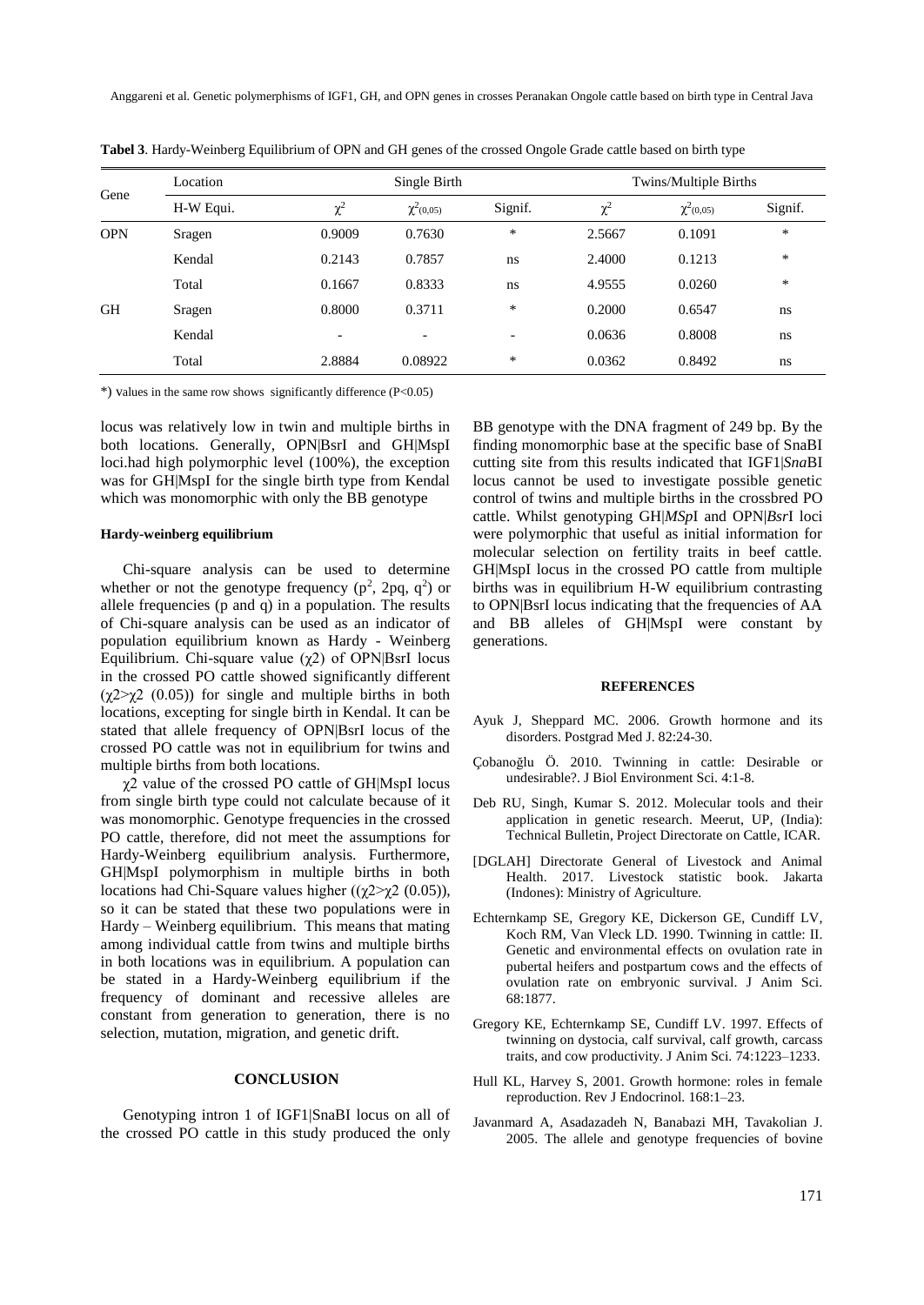**Tabel 3**. Hardy-Weinberg Equilibrium of OPN and GH genes of the crossed Ongole Grade cattle based on birth type

| Gene | Location | Single Birth | | | Twins/Multiple Births | | |
|---|---|---|---|---|---|---|---|
| | H-W Equi. | $\chi^2$ | $\chi^2_{(0,05)}$ | Signif. | $\chi^2$ | $\chi^2_{(0,05)}$ | Signif. |
| OPN | Sragen | 0.9009 | 0.7630 | * | 2.5667 | 0.1091 | * |
| | Kendal | 0.2143 | 0.7857 | ns | 2.4000 | 0.1213 | * |
| | Total | 0.1667 | 0.8333 | ns | 4.9555 | 0.0260 | * |
| GH | Sragen | 0.8000 | 0.3711 | * | 0.2000 | 0.6547 | ns |
| | Kendal | - | - | - | 0.0636 | 0.8008 | ns |
| | Total | 2.8884 | 0.08922 | * | 0.0362 | 0.8492 | ns |

*) values in the same row shows significantly difference (P<0.05)

locus was relatively low in twin and multiple births in both locations. Generally, OPN|BsrI and GH|MspI loci.had high polymorphic level (100%), the exception was for GH|MspI for the single birth type from Kendal which was monomorphic with only the BB genotype

#### Hardy-weinberg equilibrium

Chi-square analysis can be used to determine whether or not the genotype frequency ($p^2$, $2pq$, $q^2$) or allele frequencies (p and q) in a population. The results of Chi-square analysis can be used as an indicator of population equilibrium known as Hardy - Weinberg Equilibrium. Chi-square value ($\chi2$) of OPN|BsrI locus in the crossed PO cattle showed significantly different ($\chi2>\chi2$ (0.05)) for single and multiple births in both locations, excepting for single birth in Kendal. It can be stated that allele frequency of OPN|BsrI locus of the crossed PO cattle was not in equilibrium for twins and multiple births from both locations.

$\chi2$ value of the crossed PO cattle of GH|MspI locus from single birth type could not calculate because of it was monomorphic. Genotype frequencies in the crossed PO cattle, therefore, did not meet the assumptions for Hardy-Weinberg equilibrium analysis. Furthermore, GH|MspI polymorphism in multiple births in both locations had Chi-Square values higher (($\chi2>\chi2$ (0.05)), so it can be stated that these two populations were in Hardy – Weinberg equilibrium. This means that mating among individual cattle from twins and multiple births in both locations was in equilibrium. A population can be stated in a Hardy-Weinberg equilibrium if the frequency of dominant and recessive alleles are constant from generation to generation, there is no selection, mutation, migration, and genetic drift.

## CONCLUSION

Genotyping intron 1 of IGF1|SnaBI locus on all of the crossed PO cattle in this study produced the only BB genotype with the DNA fragment of 249 bp. By the finding monomorphic base at the specific base of SnaBI cutting site from this results indicated that IGF1|*Sna*BI locus cannot be used to investigate possible genetic control of twins and multiple births in the crossbred PO cattle. Whilst genotyping GH|*MSp*I and OPN|*Bsr*I loci were polymorphic that useful as initial information for molecular selection on fertility traits in beef cattle. GH|MspI locus in the crossed PO cattle from multiple births was in equilibrium H-W equilibrium contrasting to OPN|BsrI locus indicating that the frequencies of AA and BB alleles of GH|MspI were constant by generations.

## REFERENCES

Ayuk J, Sheppard MC. 2006. Growth hormone and its disorders. Postgrad Med J. 82:24-30.

Çobanoğlu Ö. 2010. Twinning in cattle: Desirable or undesirable?. J Biol Environment Sci. 4:1-8.

Deb RU, Singh, Kumar S. 2012. Molecular tools and their application in genetic research. Meerut, UP, (India): Technical Bulletin, Project Directorate on Cattle, ICAR.

[DGLAH] Directorate General of Livestock and Animal Health. 2017. Livestock statistic book. Jakarta (Indones): Ministry of Agriculture.

Echternkamp SE, Gregory KE, Dickerson GE, Cundiff LV, Koch RM, Van Vleck LD. 1990. Twinning in cattle: II. Genetic and environmental effects on ovulation rate in pubertal heifers and postpartum cows and the effects of ovulation rate on embryonic survival. J Anim Sci. 68:1877.

Gregory KE, Echternkamp SE, Cundiff LV. 1997. Effects of twinning on dystocia, calf survival, calf growth, carcass traits, and cow productivity. J Anim Sci. 74:1223–1233.

Hull KL, Harvey S, 2001. Growth hormone: roles in female reproduction. Rev J Endocrinol. 168:1–23.

Javanmard A, Asadazadeh N, Banabazi MH, Tavakolian J. 2005. The allele and genotype frequencies of bovine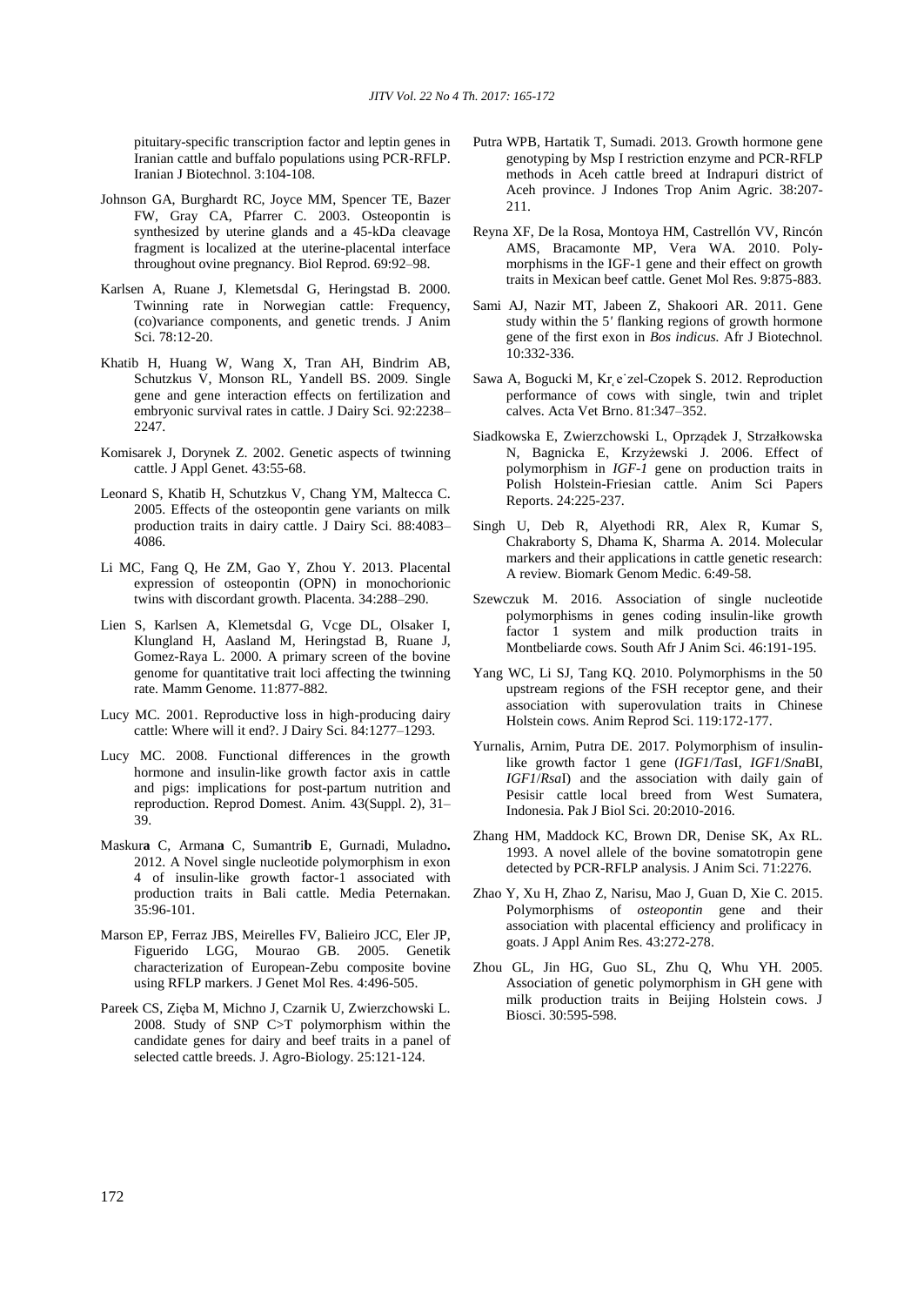pituitary-specific transcription factor and leptin genes in Iranian cattle and buffalo populations using PCR-RFLP. Iranian J Biotechnol. 3:104-108.

Johnson GA, Burghardt RC, Joyce MM, Spencer TE, Bazer FW, Gray CA, Pfarrer C. 2003. Osteopontin is synthesized by uterine glands and a 45-kDa cleavage fragment is localized at the uterine-placental interface throughout ovine pregnancy. Biol Reprod. 69:92–98.

Karlsen A, Ruane J, Klemetsdal G, Heringstad B. 2000. Twinning rate in Norwegian cattle: Frequency, (co)variance components, and genetic trends. J Anim Sci. 78:12-20.

Khatib H, Huang W, Wang X, Tran AH, Bindrim AB, Schutzkus V, Monson RL, Yandell BS. 2009. Single gene and gene interaction effects on fertilization and embryonic survival rates in cattle. J Dairy Sci. 92:2238–2247.

Komisarek J, Dorynek Z. 2002. Genetic aspects of twinning cattle. J Appl Genet. 43:55-68.

Leonard S, Khatib H, Schutzkus V, Chang YM, Maltecca C. 2005. Effects of the osteopontin gene variants on milk production traits in dairy cattle. J Dairy Sci. 88:4083–4086.

Li MC, Fang Q, He ZM, Gao Y, Zhou Y. 2013. Placental expression of osteopontin (OPN) in monochorionic twins with discordant growth. Placenta. 34:288–290.

Lien S, Karlsen A, Klemetsdal G, Vcge DL, Olsaker I, Klungland H, Aasland M, Heringstad B, Ruane J, Gomez-Raya L. 2000. A primary screen of the bovine genome for quantitative trait loci affecting the twinning rate. Mamm Genome. 11:877-882.

Lucy MC. 2001. Reproductive loss in high-producing dairy cattle: Where will it end?. J Dairy Sci. 84:1277–1293.

Lucy MC. 2008. Functional differences in the growth hormone and insulin-like growth factor axis in cattle and pigs: implications for post-partum nutrition and reproduction. Reprod Domest. Anim. 43(Suppl. 2), 31–39.

Maskur**a** C, Arman**a** C, Sumantri**b** E, Gurnadi, Muladno**.** 2012. A Novel single nucleotide polymorphism in exon 4 of insulin-like growth factor-1 associated with production traits in Bali cattle. Media Peternakan. 35:96-101.

Marson EP, Ferraz JBS, Meirelles FV, Balieiro JCC, Eler JP, Figuerido LGG, Mourao GB. 2005. Genetik characterization of European-Zebu composite bovine using RFLP markers. J Genet Mol Res. 4:496-505.

Pareek CS, Zięba M, Michno J, Czarnik U, Zwierzchowski L. 2008. Study of SNP C>T polymorphism within the candidate genes for dairy and beef traits in a panel of selected cattle breeds. J. Agro-Biology. 25:121-124.

Putra WPB, Hartatik T, Sumadi. 2013. Growth hormone gene genotyping by Msp I restriction enzyme and PCR-RFLP methods in Aceh cattle breed at Indrapuri district of Aceh province. J Indones Trop Anim Agric. 38:207-211.

Reyna XF, De la Rosa, Montoya HM, Castrellón VV, Rincón AMS, Bracamonte MP, Vera WA. 2010. Polymorphisms in the IGF-1 gene and their effect on growth traits in Mexican beef cattle. Genet Mol Res. 9:875-883.

Sami AJ, Nazir MT, Jabeen Z, Shakoori AR. 2011. Gene study within the 5′ flanking regions of growth hormone gene of the first exon in *Bos indicus.* Afr J Biotechnol. 10:332-336.

Sawa A, Bogucki M, Kr˛e˙zel-Czopek S. 2012. Reproduction performance of cows with single, twin and triplet calves. Acta Vet Brno. 81:347–352.

Siadkowska E, Zwierzchowski L, Oprządek J, Strzałkowska N, Bagnicka E, Krzyżewski J. 2006. Effect of polymorphism in *IGF-1* gene on production traits in Polish Holstein-Friesian cattle. Anim Sci Papers Reports. 24:225-237.

Singh U, Deb R, Alyethodi RR, Alex R, Kumar S, Chakraborty S, Dhama K, Sharma A. 2014. Molecular markers and their applications in cattle genetic research: A review. Biomark Genom Medic. 6:49-58.

Szewczuk M. 2016. Association of single nucleotide polymorphisms in genes coding insulin-like growth factor 1 system and milk production traits in Montbeliarde cows. South Afr J Anim Sci. 46:191-195.

Yang WC, Li SJ, Tang KQ. 2010. Polymorphisms in the 50 upstream regions of the FSH receptor gene, and their association with superovulation traits in Chinese Holstein cows. Anim Reprod Sci. 119:172-177.

Yurnalis, Arnim, Putra DE. 2017. Polymorphism of insulin-like growth factor 1 gene (*IGF1*/*Tas*I, *IGF1*/*Sna*BI, *IGF1*/*Rsa*I) and the association with daily gain of Pesisir cattle local breed from West Sumatera, Indonesia. Pak J Biol Sci. 20:2010-2016.

Zhang HM, Maddock KC, Brown DR, Denise SK, Ax RL. 1993. A novel allele of the bovine somatotropin gene detected by PCR-RFLP analysis. J Anim Sci. 71:2276.

Zhao Y, Xu H, Zhao Z, Narisu, Mao J, Guan D, Xie C. 2015. Polymorphisms of *osteopontin* gene and their association with placental efficiency and prolificacy in goats. J Appl Anim Res. 43:272-278.

Zhou GL, Jin HG, Guo SL, Zhu Q, Whu YH. 2005. Association of genetic polymorphism in GH gene with milk production traits in Beijing Holstein cows. J Biosci. 30:595-598.